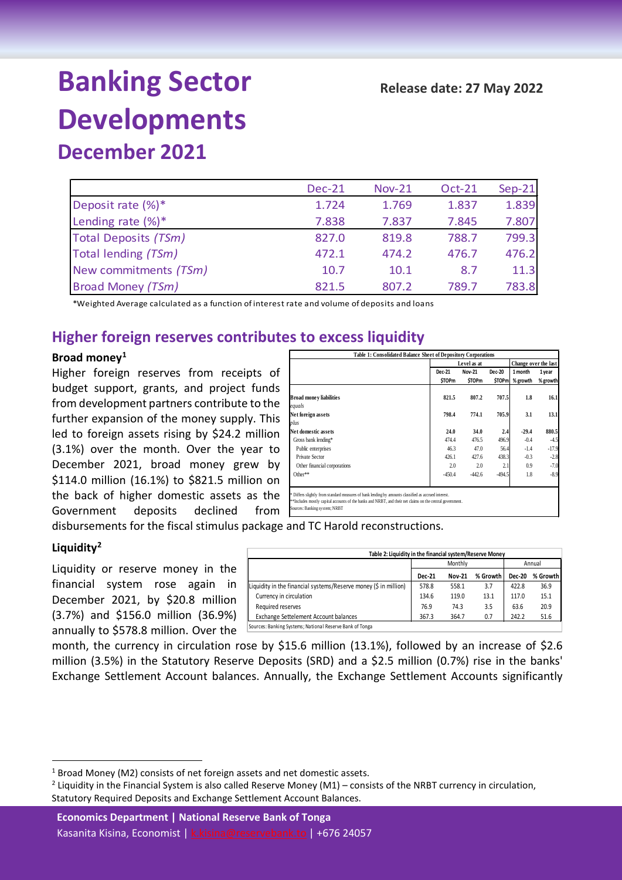# Banking Sector Developments

**Release date: 27 May 2022**

## December 2021

| | Dec-21 | Nov-21 | Oct-21 | Sep-21 |
|---|---|---|---|---|
| Deposit rate (%)* | 1.724 | 1.769 | 1.837 | 1.839 |
| Lending rate (%)* | 7.838 | 7.837 | 7.845 | 7.807 |
| Total Deposits *(TSm)* | 827.0 | 819.8 | 788.7 | 799.3 |
| Total lending *(TSm)* | 472.1 | 474.2 | 476.7 | 476.2 |
| New commitments *(TSm)* | 10.7 | 10.1 | 8.7 | 11.3 |
| Broad Money *(TSm)* | 821.5 | 807.2 | 789.7 | 783.8 |

*Weighted Average calculated as a function of interest rate and volume of deposits and loans

## Higher foreign reserves contributes to excess liquidity

### Broad money[1]

Higher foreign reserves from receipts of budget support, grants, and project funds from development partners contribute to the further expansion of the money supply. This led to foreign assets rising by $24.2 million (3.1%) over the month. Over the year to December 2021, broad money grew by $114.0 million (16.1%) to $821.5 million on the back of higher domestic assets as the Government deposits declined from disbursements for the fiscal stimulus package and TC Harold reconstructions.

**Table 1: Consolidated Balance Sheet of Depository Corporations**

| | Level as at | | | Change over the last | |
|---|---|---|---|---|---|
| | Dec-21 | Nov-21 | Dec-20 | 1 month | 1 year |
| | $TOPm | $TOPm | $TOPm | % growth | % growth |
| **Broad money liabilities** | **821.5** | **807.2** | **707.5** | **1.8** | **16.1** |
| *equals* | | | | | |
| **Net foreign assets** | **798.4** | **774.1** | **705.9** | **3.1** | **13.1** |
| *plus* | | | | | |
| **Net domestic assets** | **24.0** | **34.0** | **2.4** | **-29.4** | **880.5** |
| Gross bank lending* | 474.4 | 476.5 | 496.9 | -0.4 | -4.5 |
| Public enterprises | 46.3 | 47.0 | 56.4 | -1.4 | -17.9 |
| Private Sector | 426.1 | 427.6 | 438.3 | -0.3 | -2.8 |
| Other financial corporations | 2.0 | 2.0 | 2.1 | 0.9 | -7.0 |
| Other** | -450.4 | -442.6 | -494.5 | 1.8 | -8.9 |

\* Differs slightly from standard measures of bank lending by amounts classified as accrued interest.
\*\*Includes mostly capital accounts of the banks and NRBT, and their net claims on the central government.
Sources: Banking system; NRBT

### Liquidity[2]

Liquidity or reserve money in the financial system rose again in December 2021, by $20.8 million (3.7%) and $156.0 million (36.9%) annually to $578.8 million. Over the month, the currency in circulation rose by $15.6 million (13.1%), followed by an increase of $2.6 million (3.5%) in the Statutory Reserve Deposits (SRD) and a $2.5 million (0.7%) rise in the banks' Exchange Settlement Account balances. Annually, the Exchange Settlement Accounts significantly

**Table 2: Liquidity in the financial system/Reserve Money**

| | Monthly | | | Annual | |
|---|---|---|---|---|---|
| | Dec-21 | Nov-21 | % Growth | Dec-20 | % Growth |
| Liquidity in the financial systems/Reserve money ($ in million) | 578.8 | 558.1 | 3.7 | 422.8 | 36.9 |
| Currency in circulation | 134.6 | 119.0 | 13.1 | 117.0 | 15.1 |
| Required reserves | 76.9 | 74.3 | 3.5 | 63.6 | 20.9 |
| Exchange Settelement Account balances | 367.3 | 364.7 | 0.7 | 242.2 | 51.6 |

Sources: Banking Systems; National Reserve Bank of Tonga

[1] Broad Money (M2) consists of net foreign assets and net domestic assets.

[2] Liquidity in the Financial System is also called Reserve Money (M1) – consists of the NRBT currency in circulation, Statutory Required Deposits and Exchange Settlement Account Balances.

**Economics Department | National Reserve Bank of Tonga**
Kasanita Kisina, Economist | k.kisina@reservebank.to | +676 24057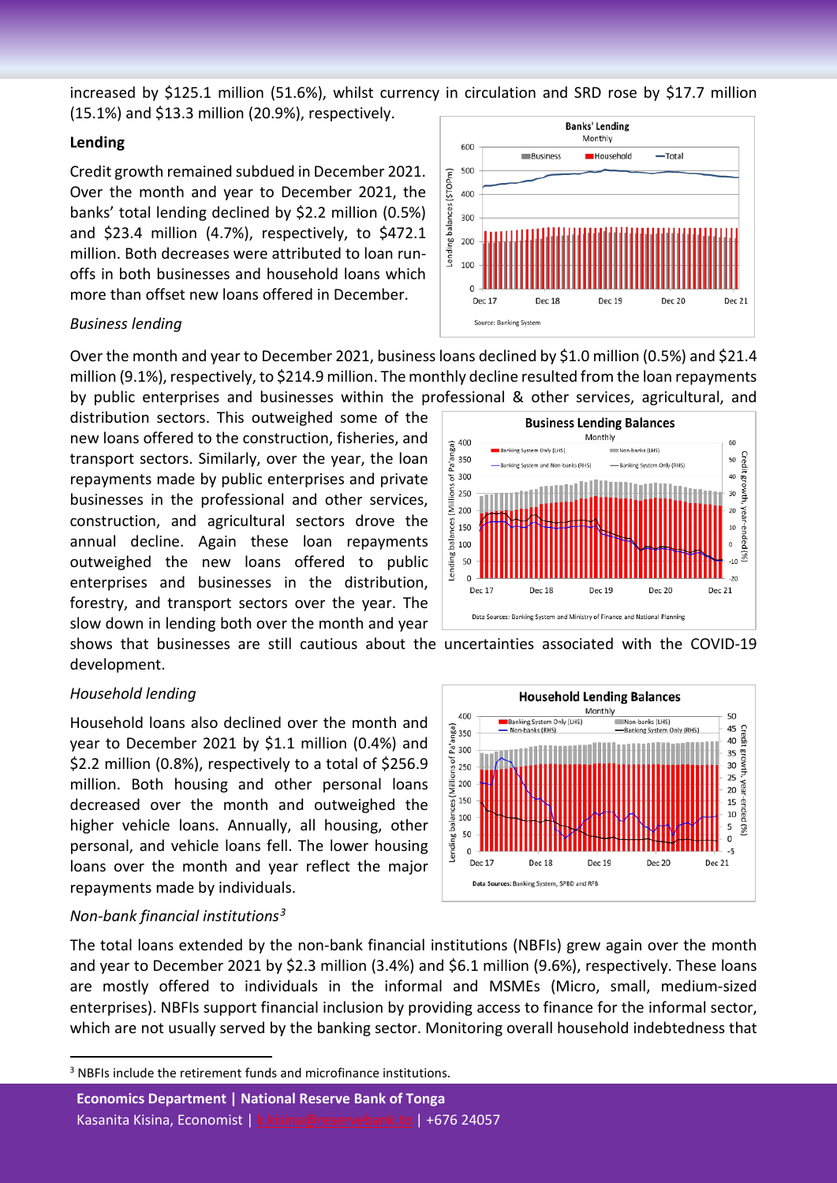increased by $125.1 million (51.6%), whilst currency in circulation and SRD rose by $17.7 million (15.1%) and $13.3 million (20.9%), respectively.

### Lending

Credit growth remained subdued in December 2021. Over the month and year to December 2021, the banks' total lending declined by $2.2 million (0.5%) and $23.4 million (4.7%), respectively, to $472.1 million. Both decreases were attributed to loan run-offs in both businesses and household loans which more than offset new loans offered in December.

#### *Business lending*

Over the month and year to December 2021, business loans declined by $1.0 million (0.5%) and $21.4 million (9.1%), respectively, to $214.9 million. The monthly decline resulted from the loan repayments by public enterprises and businesses within the professional & other services, agricultural, and distribution sectors. This outweighed some of the new loans offered to the construction, fisheries, and transport sectors. Similarly, over the year, the loan repayments made by public enterprises and private businesses in the professional and other services, construction, and agricultural sectors drove the annual decline. Again these loan repayments outweighed the new loans offered to public enterprises and businesses in the distribution, forestry, and transport sectors over the year. The slow down in lending both over the month and year shows that businesses are still cautious about the uncertainties associated with the COVID-19 development.

#### *Household lending*

Household loans also declined over the month and year to December 2021 by $1.1 million (0.4%) and $2.2 million (0.8%), respectively to a total of $256.9 million. Both housing and other personal loans decreased over the month and outweighed the higher vehicle loans. Annually, all housing, other personal, and vehicle loans fell. The lower housing loans over the month and year reflect the major repayments made by individuals.

#### *Non-bank financial institutions*[3]

The total loans extended by the non-bank financial institutions (NBFIs) grew again over the month and year to December 2021 by $2.3 million (3.4%) and $6.1 million (9.6%), respectively. These loans are mostly offered to individuals in the informal and MSMEs (Micro, small, medium-sized enterprises). NBFIs support financial inclusion by providing access to finance for the informal sector, which are not usually served by the banking sector. Monitoring overall household indebtedness that

[3] NBFIs include the retirement funds and microfinance institutions.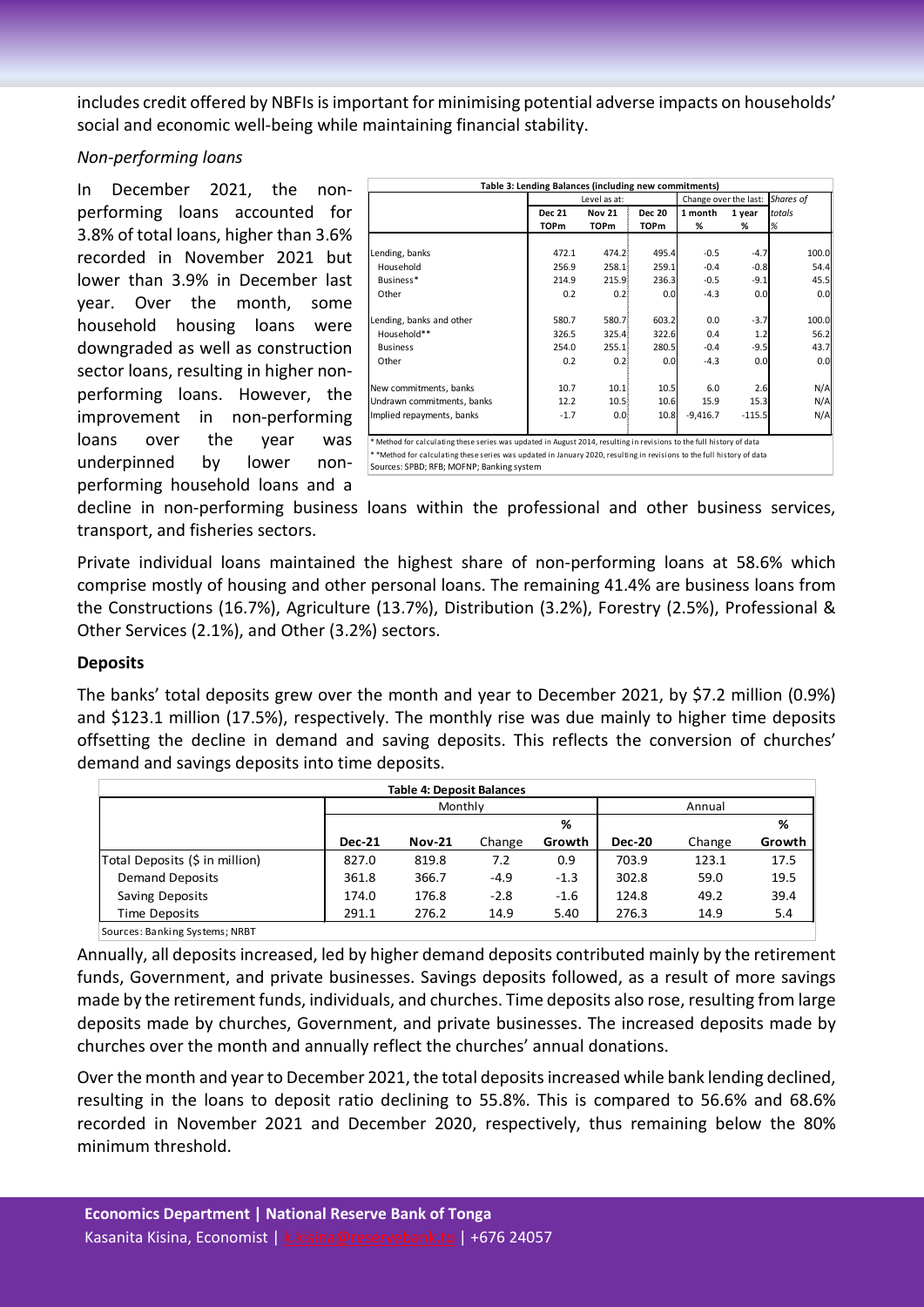includes credit offered by NBFIs is important for minimising potential adverse impacts on households' social and economic well-being while maintaining financial stability.

*Non-performing loans*

In December 2021, the non-performing loans accounted for 3.8% of total loans, higher than 3.6% recorded in November 2021 but lower than 3.9% in December last year. Over the month, some household housing loans were downgraded as well as construction sector loans, resulting in higher non-performing loans. However, the improvement in non-performing loans over the year was underpinned by lower non-performing household loans and a decline in non-performing business loans within the professional and other business services, transport, and fisheries sectors.

| Table 3: Lending Balances (including new commitments) | | | | | | |
|---|---|---|---|---|---|---|
| | Level as at: | | | Change over the last: | | Shares of |
| | Dec 21 | Nov 21 | Dec 20 | 1 month | 1 year | totals |
| | TOPm | TOPm | TOPm | % | % | % |
| Lending, banks | 472.1 | 474.2 | 495.4 | -0.5 | -4.7 | 100.0 |
| Household | 256.9 | 258.1 | 259.1 | -0.4 | -0.8 | 54.4 |
| Business* | 214.9 | 215.9 | 236.3 | -0.5 | -9.1 | 45.5 |
| Other | 0.2 | 0.2 | 0.0 | -4.3 | 0.0 | 0.0 |
| Lending, banks and other | 580.7 | 580.7 | 603.2 | 0.0 | -3.7 | 100.0 |
| Household** | 326.5 | 325.4 | 322.6 | 0.4 | 1.2 | 56.2 |
| Business | 254.0 | 255.1 | 280.5 | -0.4 | -9.5 | 43.7 |
| Other | 0.2 | 0.2 | 0.0 | -4.3 | 0.0 | 0.0 |
| New commitments, banks | 10.7 | 10.1 | 10.5 | 6.0 | 2.6 | N/A |
| Undrawn commitments, banks | 12.2 | 10.5 | 10.6 | 15.9 | 15.3 | N/A |
| Implied repayments, banks | -1.7 | 0.0 | 10.8 | -9,416.7 | -115.5 | N/A |

\* Method for calculating these series was updated in August 2014, resulting in revisions to the full history of data
\* *Method for calculating these series was updated in January 2020, resulting in revisions to the full history of data
Sources: SPBD; RFB; MOFNP; Banking system

Private individual loans maintained the highest share of non-performing loans at 58.6% which comprise mostly of housing and other personal loans. The remaining 41.4% are business loans from the Constructions (16.7%), Agriculture (13.7%), Distribution (3.2%), Forestry (2.5%), Professional & Other Services (2.1%), and Other (3.2%) sectors.

**Deposits**

The banks' total deposits grew over the month and year to December 2021, by $7.2 million (0.9%) and $123.1 million (17.5%), respectively. The monthly rise was due mainly to higher time deposits offsetting the decline in demand and saving deposits. This reflects the conversion of churches' demand and savings deposits into time deposits.

| Table 4: Deposit Balances | | | | | | | |
|---|---|---|---|---|---|---|---|
| | Monthly | | | | Annual | | |
| | Dec-21 | Nov-21 | Change | % Growth | Dec-20 | Change | % Growth |
| Total Deposits ($ in million) | 827.0 | 819.8 | 7.2 | 0.9 | 703.9 | 123.1 | 17.5 |
| Demand Deposits | 361.8 | 366.7 | -4.9 | -1.3 | 302.8 | 59.0 | 19.5 |
| Saving Deposits | 174.0 | 176.8 | -2.8 | -1.6 | 124.8 | 49.2 | 39.4 |
| Time Deposits | 291.1 | 276.2 | 14.9 | 5.40 | 276.3 | 14.9 | 5.4 |

Sources: Banking Systems; NRBT

Annually, all deposits increased, led by higher demand deposits contributed mainly by the retirement funds, Government, and private businesses. Savings deposits followed, as a result of more savings made by the retirement funds, individuals, and churches. Time deposits also rose, resulting from large deposits made by churches, Government, and private businesses. The increased deposits made by churches over the month and annually reflect the churches' annual donations.

Over the month and year to December 2021, the total deposits increased while bank lending declined, resulting in the loans to deposit ratio declining to 55.8%. This is compared to 56.6% and 68.6% recorded in November 2021 and December 2020, respectively, thus remaining below the 80% minimum threshold.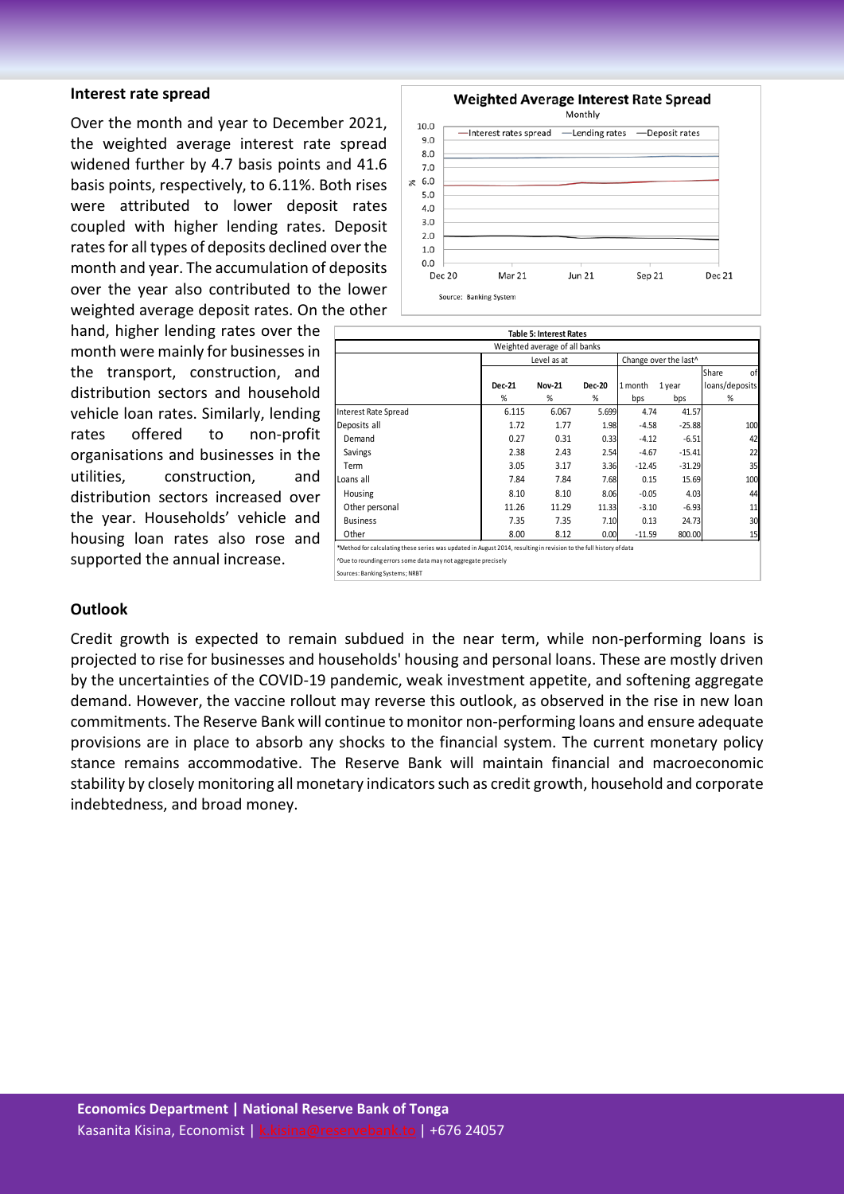### Interest rate spread

Over the month and year to December 2021, the weighted average interest rate spread widened further by 4.7 basis points and 41.6 basis points, respectively, to 6.11%. Both rises were attributed to lower deposit rates coupled with higher lending rates. Deposit rates for all types of deposits declined over the month and year. The accumulation of deposits over the year also contributed to the lower weighted average deposit rates. On the other hand, higher lending rates over the month were mainly for businesses in the transport, construction, and distribution sectors and household vehicle loan rates. Similarly, lending rates offered to non-profit organisations and businesses in the utilities, construction, and distribution sectors increased over the year. Households' vehicle and housing loan rates also rose and supported the annual increase.

Weighted Average Interest Rate Spread
Monthly

—Interest rates spread —Lending rates —Deposit rates

%

10.0
9.0
8.0
7.0
6.0
5.0
4.0
3.0
2.0
1.0
0.0

Dec 20 Mar 21 Jun 21 Sep 21 Dec 21

Source: Banking System

**Table 5: Interest Rates**

Weighted average of all banks

| | Level as at | | | Change over the last^ | | Share of loans/deposits |
|---|---|---|---|---|---|---|
| | Dec-21 | Nov-21 | Dec-20 | 1 month | 1 year | |
| | % | % | % | bps | bps | % |
| Interest Rate Spread | 6.115 | 6.067 | 5.699 | 4.74 | 41.57 | |
| Deposits all | 1.72 | 1.77 | 1.98 | -4.58 | -25.88 | 100 |
| Demand | 0.27 | 0.31 | 0.33 | -4.12 | -6.51 | 42 |
| Savings | 2.38 | 2.43 | 2.54 | -4.67 | -15.41 | 22 |
| Term | 3.05 | 3.17 | 3.36 | -12.45 | -31.29 | 35 |
| Loans all | 7.84 | 7.84 | 7.68 | 0.15 | 15.69 | 100 |
| Housing | 8.10 | 8.10 | 8.06 | -0.05 | 4.03 | 44 |
| Other personal | 11.26 | 11.29 | 11.33 | -3.10 | -6.93 | 11 |
| Business | 7.35 | 7.35 | 7.10 | 0.13 | 24.73 | 30 |
| Other | 8.00 | 8.12 | 0.00 | -11.59 | 800.00 | 15 |

*Method for calculating these series was updated in August 2014, resulting in revision to the full history of data

^Due to rounding errors some data may not aggregate precisely

Sources: Banking Systems; NRBT

### Outlook

Credit growth is expected to remain subdued in the near term, while non-performing loans is projected to rise for businesses and households' housing and personal loans. These are mostly driven by the uncertainties of the COVID-19 pandemic, weak investment appetite, and softening aggregate demand. However, the vaccine rollout may reverse this outlook, as observed in the rise in new loan commitments. The Reserve Bank will continue to monitor non-performing loans and ensure adequate provisions are in place to absorb any shocks to the financial system. The current monetary policy stance remains accommodative. The Reserve Bank will maintain financial and macroeconomic stability by closely monitoring all monetary indicators such as credit growth, household and corporate indebtedness, and broad money.

**Economics Department | National Reserve Bank of Tonga**
Kasanita Kisina, Economist | k.kisina@reservebank.to | +676 24057